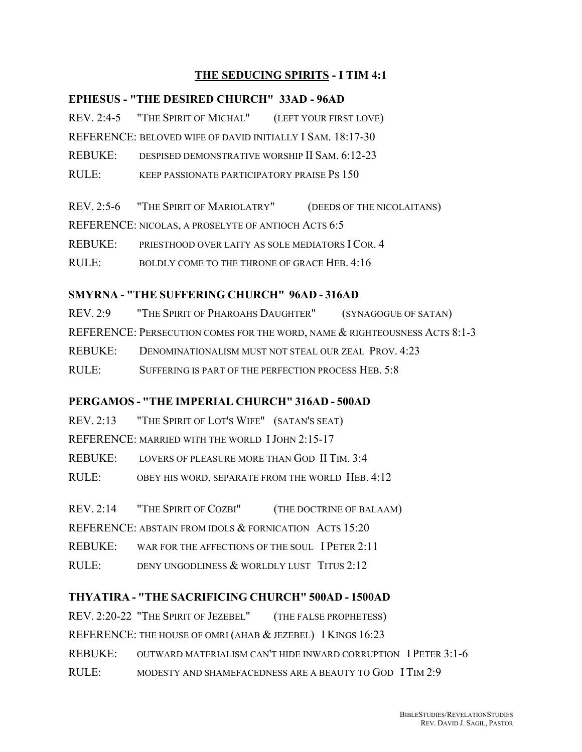## THE SEDUCING SPIRITS - I TIM 4:1

### EPHESUS - "THE DESIRED CHURCH" 33AD - 96AD

REV. 2:4-5 "THE SPIRIT OF MICHAL" (LEFT YOUR FIRST LOVE)

REFERENCE: BELOVED WIFE OF DAVID INITIALLY I SAM. 18:17-30

REBUKE: DESPISED DEMONSTRATIVE WORSHIP II SAM. 6:12-23

RULE: KEEP PASSIONATE PARTICIPATORY PRAISE PS 150

REV. 2:5-6 "THE SPIRIT OF MARIOLATRY" (DEEDS OF THE NICOLAITANS)

REFERENCE: NICOLAS, A PROSELYTE OF ANTIOCH ACTS 6:5

REBUKE: PRIESTHOOD OVER LAITY AS SOLE MEDIATORS I COR. 4

RULE: BOLDLY COME TO THE THRONE OF GRACE HEB. 4:16

### SMYRNA - "THE SUFFERING CHURCH" 96AD - 316AD

REV. 2:9 "THE SPIRIT OF PHAROAHS DAUGHTER" (SYNAGOGUE OF SATAN)

REFERENCE: PERSECUTION COMES FOR THE WORD, NAME & RIGHTEOUSNESS ACTS 8:1-3

REBUKE: DENOMINATIONALISM MUST NOT STEAL OUR ZEAL PROV. 4:23

RULE: SUFFERING IS PART OF THE PERFECTION PROCESS HEB. 5:8

### PERGAMOS - "THE IMPERIAL CHURCH" 316AD - 500AD

REV. 2:13 "THE SPIRIT OF LOT'S WIFE" (SATAN'S SEAT)

REFERENCE: MARRIED WITH THE WORLD I JOHN 2:15-17

REBUKE: LOVERS OF PLEASURE MORE THAN GOD II TIM. 3:4

RULE: OBEY HIS WORD, SEPARATE FROM THE WORLD HEB. 4:12

REV. 2:14 "THE SPIRIT OF COZBI" (THE DOCTRINE OF BALAAM)

REFERENCE: ABSTAIN FROM IDOLS & FORNICATION ACTS 15:20

REBUKE: WAR FOR THE AFFECTIONS OF THE SOUL I PETER 2:11

RULE: DENY UNGODLINESS & WORLDLY LUST TITUS 2:12

### THYATIRA - "THE SACRIFICING CHURCH" 500AD - 1500AD

REV. 2:20-22 "THE SPIRIT OF JEZEBEL" (THE FALSE PROPHETESS)

REFERENCE: THE HOUSE OF OMRI (AHAB & JEZEBEL) I KINGS 16:23

REBUKE: OUTWARD MATERIALISM CAN'T HIDE INWARD CORRUPTION I PETER 3:1-6

RULE: MODESTY AND SHAMEFACEDNESS ARE A BEAUTY TO GOD I TIM 2:9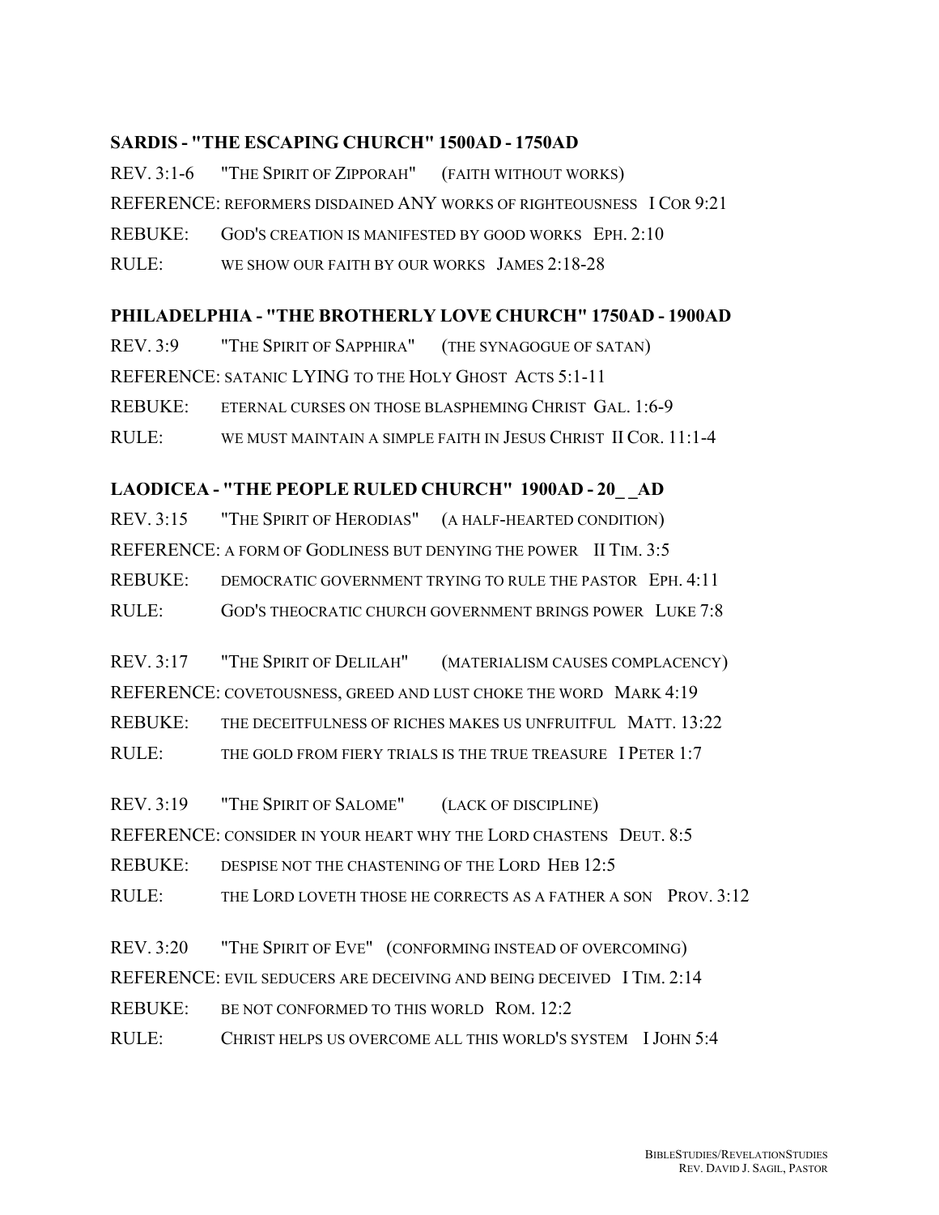**SARDIS - "THE ESCAPING CHURCH" 1500AD - 1750AD**

REV. 3:1-6 "THE SPIRIT OF ZIPPORAH" (FAITH WITHOUT WORKS)

REFERENCE: REFORMERS DISDAINED ANY WORKS OF RIGHTEOUSNESS I COR 9:21

REBUKE: GOD'S CREATION IS MANIFESTED BY GOOD WORKS EPH. 2:10

RULE: WE SHOW OUR FAITH BY OUR WORKS JAMES 2:18-28

**PHILADELPHIA - "THE BROTHERLY LOVE CHURCH" 1750AD - 1900AD**

REV. 3:9 "THE SPIRIT OF SAPPHIRA" (THE SYNAGOGUE OF SATAN)

REFERENCE: SATANIC LYING TO THE HOLY GHOST ACTS 5:1-11

REBUKE: ETERNAL CURSES ON THOSE BLASPHEMING CHRIST GAL. 1:6-9

RULE: WE MUST MAINTAIN A SIMPLE FAITH IN JESUS CHRIST II COR. 11:1-4

**LAODICEA - "THE PEOPLE RULED CHURCH" 1900AD - 20_ _AD**

REV. 3:15 "THE SPIRIT OF HERODIAS" (A HALF-HEARTED CONDITION)

REFERENCE: A FORM OF GODLINESS BUT DENYING THE POWER II TIM. 3:5

REBUKE: DEMOCRATIC GOVERNMENT TRYING TO RULE THE PASTOR EPH. 4:11

RULE: GOD'S THEOCRATIC CHURCH GOVERNMENT BRINGS POWER LUKE 7:8

REV. 3:17 "THE SPIRIT OF DELILAH" (MATERIALISM CAUSES COMPLACENCY)

REFERENCE: COVETOUSNESS, GREED AND LUST CHOKE THE WORD MARK 4:19

REBUKE: THE DECEITFULNESS OF RICHES MAKES US UNFRUITFUL MATT. 13:22

RULE: THE GOLD FROM FIERY TRIALS IS THE TRUE TREASURE I PETER 1:7

REV. 3:19 "THE SPIRIT OF SALOME" (LACK OF DISCIPLINE)

REFERENCE: CONSIDER IN YOUR HEART WHY THE LORD CHASTENS DEUT. 8:5

REBUKE: DESPISE NOT THE CHASTENING OF THE LORD HEB 12:5

RULE: THE LORD LOVETH THOSE HE CORRECTS AS A FATHER A SON PROV. 3:12

REV. 3:20 "THE SPIRIT OF EVE" (CONFORMING INSTEAD OF OVERCOMING)

REFERENCE: EVIL SEDUCERS ARE DECEIVING AND BEING DECEIVED I TIM. 2:14

REBUKE: BE NOT CONFORMED TO THIS WORLD ROM. 12:2

RULE: CHRIST HELPS US OVERCOME ALL THIS WORLD'S SYSTEM I JOHN 5:4